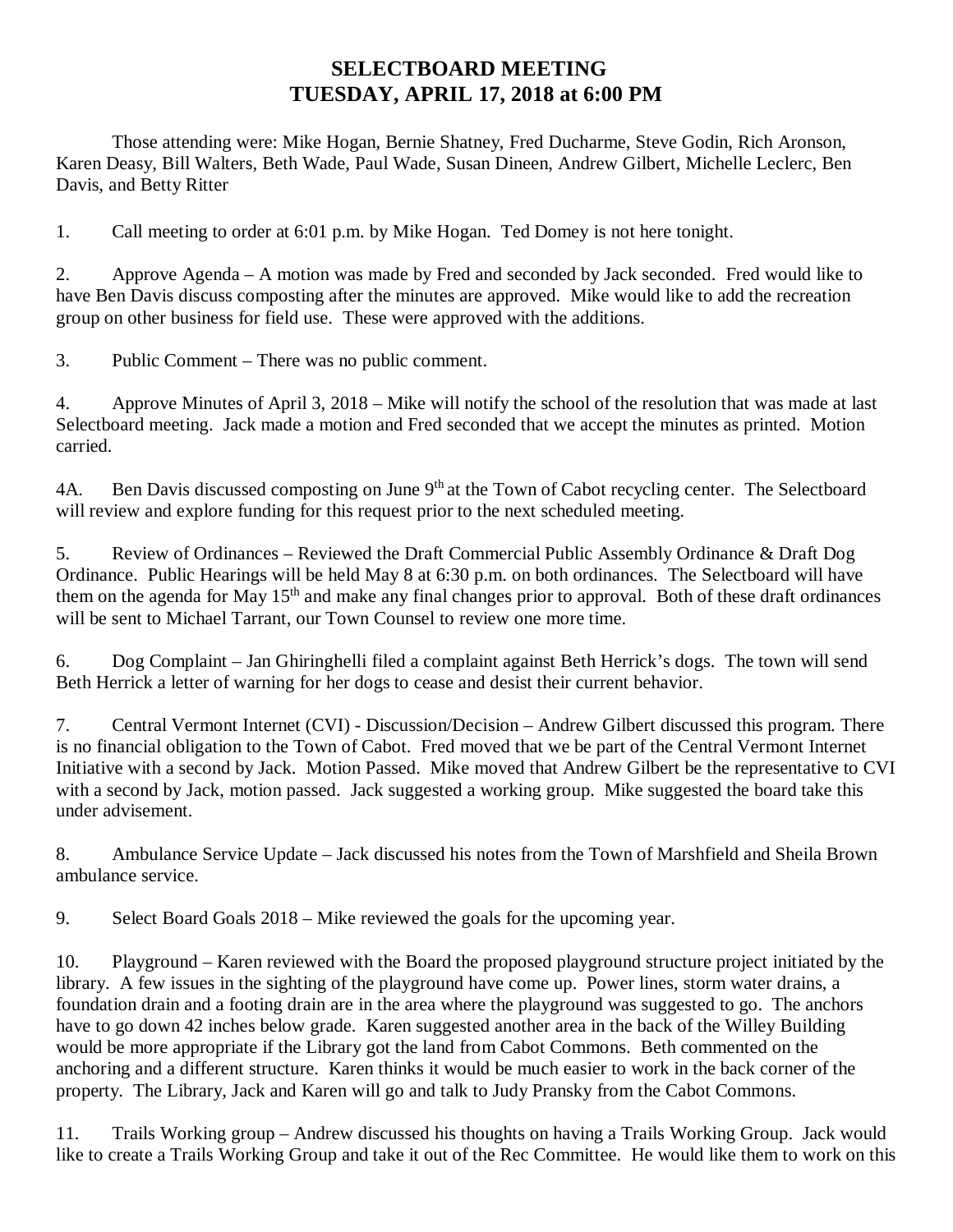# SELECTBOARD MEETING
# TUESDAY, APRIL 17, 2018 at 6:00 PM

Those attending were: Mike Hogan, Bernie Shatney, Fred Ducharme, Steve Godin, Rich Aronson, Karen Deasy, Bill Walters, Beth Wade, Paul Wade, Susan Dineen, Andrew Gilbert, Michelle Leclerc, Ben Davis, and Betty Ritter

1. Call meeting to order at 6:01 p.m. by Mike Hogan. Ted Domey is not here tonight.

2. Approve Agenda – A motion was made by Fred and seconded by Jack seconded. Fred would like to have Ben Davis discuss composting after the minutes are approved. Mike would like to add the recreation group on other business for field use. These were approved with the additions.

3. Public Comment – There was no public comment.

4. Approve Minutes of April 3, 2018 – Mike will notify the school of the resolution that was made at last Selectboard meeting. Jack made a motion and Fred seconded that we accept the minutes as printed. Motion carried.

4A. Ben Davis discussed composting on June 9th at the Town of Cabot recycling center. The Selectboard will review and explore funding for this request prior to the next scheduled meeting.

5. Review of Ordinances – Reviewed the Draft Commercial Public Assembly Ordinance & Draft Dog Ordinance. Public Hearings will be held May 8 at 6:30 p.m. on both ordinances. The Selectboard will have them on the agenda for May 15th and make any final changes prior to approval. Both of these draft ordinances will be sent to Michael Tarrant, our Town Counsel to review one more time.

6. Dog Complaint – Jan Ghiringhelli filed a complaint against Beth Herrick's dogs. The town will send Beth Herrick a letter of warning for her dogs to cease and desist their current behavior.

7. Central Vermont Internet (CVI) - Discussion/Decision – Andrew Gilbert discussed this program. There is no financial obligation to the Town of Cabot. Fred moved that we be part of the Central Vermont Internet Initiative with a second by Jack. Motion Passed. Mike moved that Andrew Gilbert be the representative to CVI with a second by Jack, motion passed. Jack suggested a working group. Mike suggested the board take this under advisement.

8. Ambulance Service Update – Jack discussed his notes from the Town of Marshfield and Sheila Brown ambulance service.

9. Select Board Goals 2018 – Mike reviewed the goals for the upcoming year.

10. Playground – Karen reviewed with the Board the proposed playground structure project initiated by the library. A few issues in the sighting of the playground have come up. Power lines, storm water drains, a foundation drain and a footing drain are in the area where the playground was suggested to go. The anchors have to go down 42 inches below grade. Karen suggested another area in the back of the Willey Building would be more appropriate if the Library got the land from Cabot Commons. Beth commented on the anchoring and a different structure. Karen thinks it would be much easier to work in the back corner of the property. The Library, Jack and Karen will go and talk to Judy Pransky from the Cabot Commons.

11. Trails Working group – Andrew discussed his thoughts on having a Trails Working Group. Jack would like to create a Trails Working Group and take it out of the Rec Committee. He would like them to work on this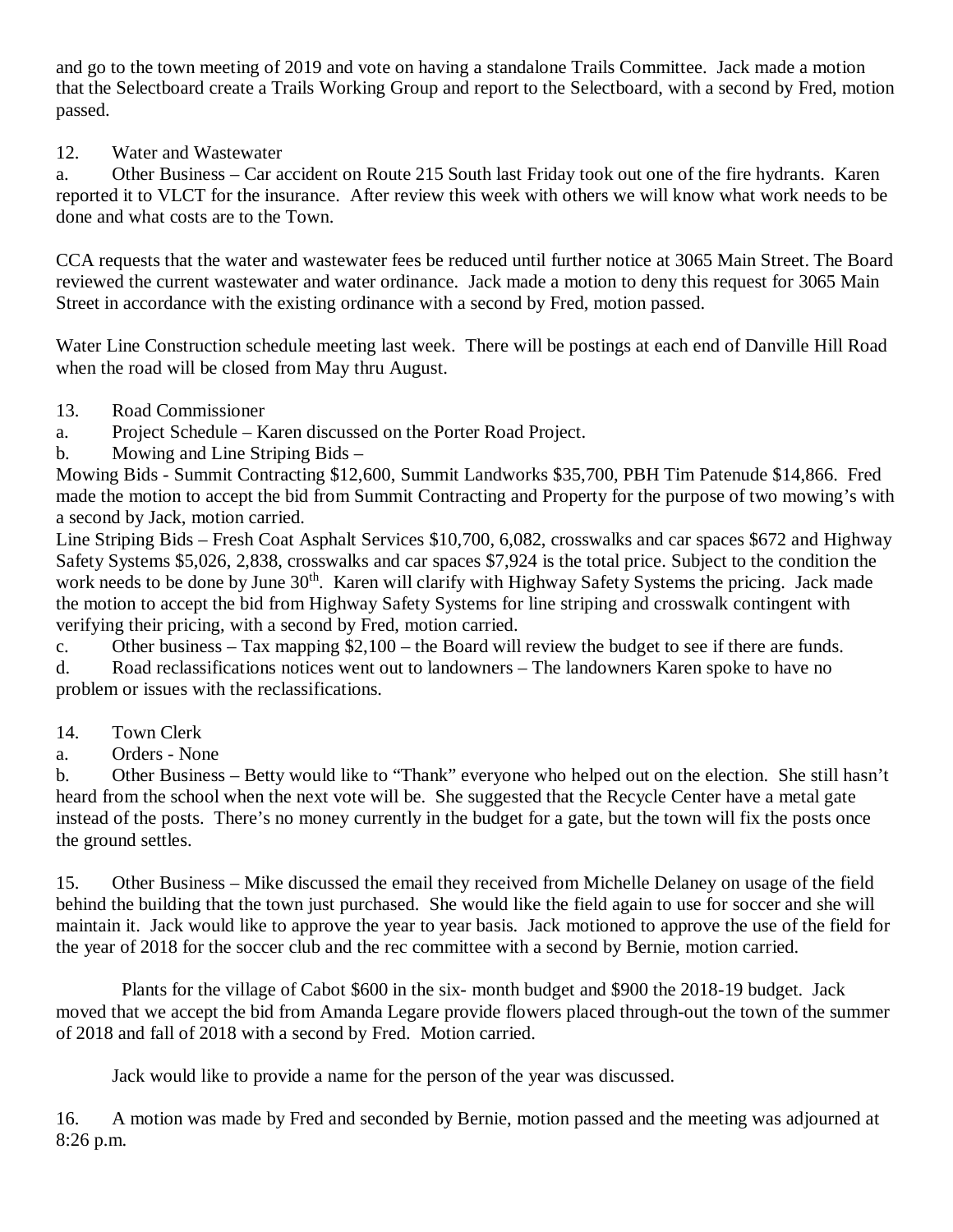and go to the town meeting of 2019 and vote on having a standalone Trails Committee. Jack made a motion that the Selectboard create a Trails Working Group and report to the Selectboard, with a second by Fred, motion passed.

12. Water and Wastewater

a. Other Business – Car accident on Route 215 South last Friday took out one of the fire hydrants. Karen reported it to VLCT for the insurance. After review this week with others we will know what work needs to be done and what costs are to the Town.

CCA requests that the water and wastewater fees be reduced until further notice at 3065 Main Street. The Board reviewed the current wastewater and water ordinance. Jack made a motion to deny this request for 3065 Main Street in accordance with the existing ordinance with a second by Fred, motion passed.

Water Line Construction schedule meeting last week. There will be postings at each end of Danville Hill Road when the road will be closed from May thru August.

13. Road Commissioner

a. Project Schedule – Karen discussed on the Porter Road Project.

b. Mowing and Line Striping Bids –

Mowing Bids - Summit Contracting $12,600, Summit Landworks $35,700, PBH Tim Patenude $14,866. Fred made the motion to accept the bid from Summit Contracting and Property for the purpose of two mowing's with a second by Jack, motion carried.

Line Striping Bids – Fresh Coat Asphalt Services $10,700, 6,082, crosswalks and car spaces $672 and Highway Safety Systems $5,026, 2,838, crosswalks and car spaces $7,924 is the total price. Subject to the condition the work needs to be done by June 30th. Karen will clarify with Highway Safety Systems the pricing. Jack made the motion to accept the bid from Highway Safety Systems for line striping and crosswalk contingent with verifying their pricing, with a second by Fred, motion carried.

c. Other business – Tax mapping $2,100 – the Board will review the budget to see if there are funds.

d. Road reclassifications notices went out to landowners – The landowners Karen spoke to have no problem or issues with the reclassifications.

14. Town Clerk

a. Orders - None

b. Other Business – Betty would like to "Thank" everyone who helped out on the election. She still hasn't heard from the school when the next vote will be. She suggested that the Recycle Center have a metal gate instead of the posts. There's no money currently in the budget for a gate, but the town will fix the posts once the ground settles.

15. Other Business – Mike discussed the email they received from Michelle Delaney on usage of the field behind the building that the town just purchased. She would like the field again to use for soccer and she will maintain it. Jack would like to approve the year to year basis. Jack motioned to approve the use of the field for the year of 2018 for the soccer club and the rec committee with a second by Bernie, motion carried.

Plants for the village of Cabot $600 in the six- month budget and $900 the 2018-19 budget. Jack moved that we accept the bid from Amanda Legare provide flowers placed through-out the town of the summer of 2018 and fall of 2018 with a second by Fred. Motion carried.

Jack would like to provide a name for the person of the year was discussed.

16. A motion was made by Fred and seconded by Bernie, motion passed and the meeting was adjourned at 8:26 p.m.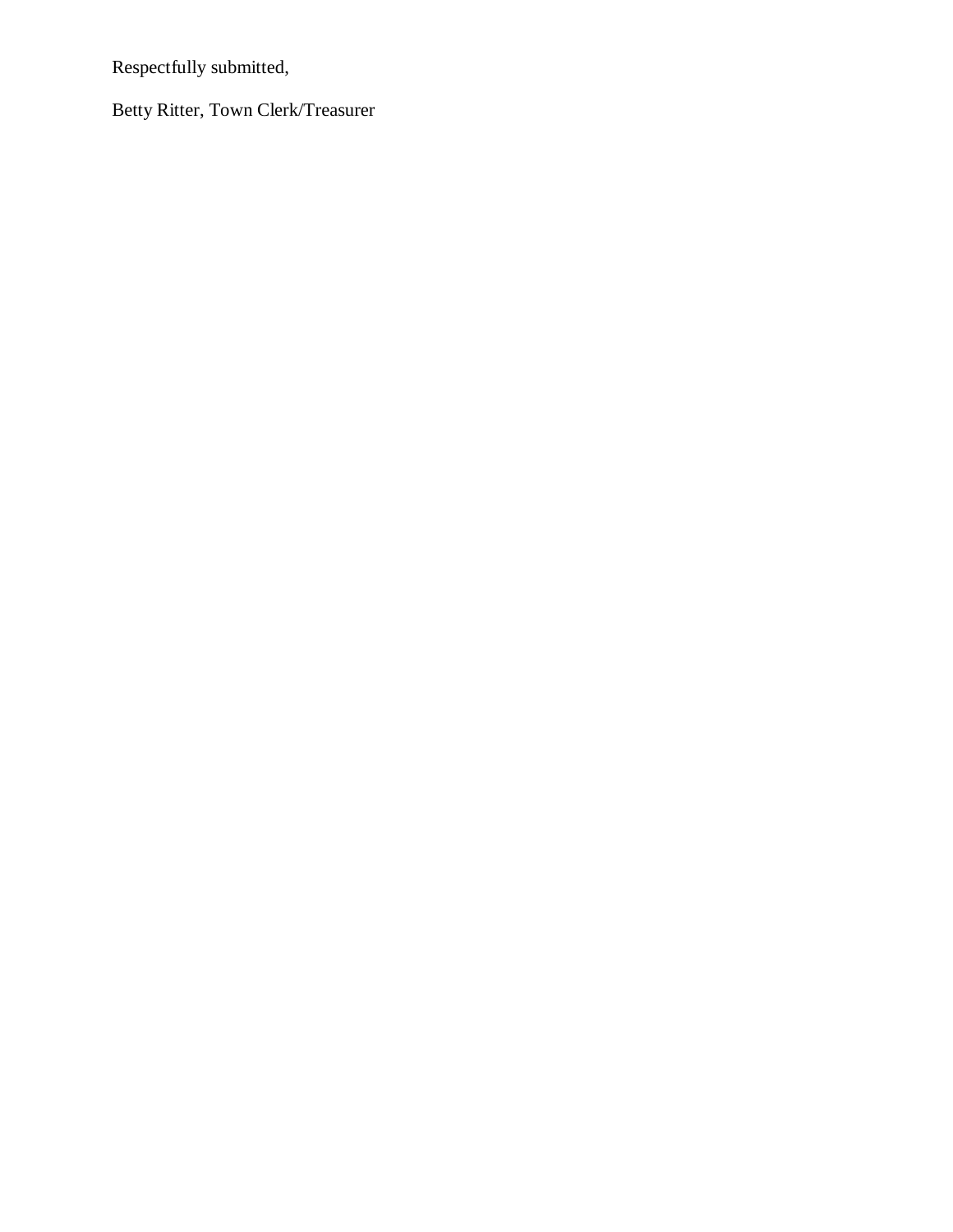Respectfully submitted,

Betty Ritter, Town Clerk/Treasurer